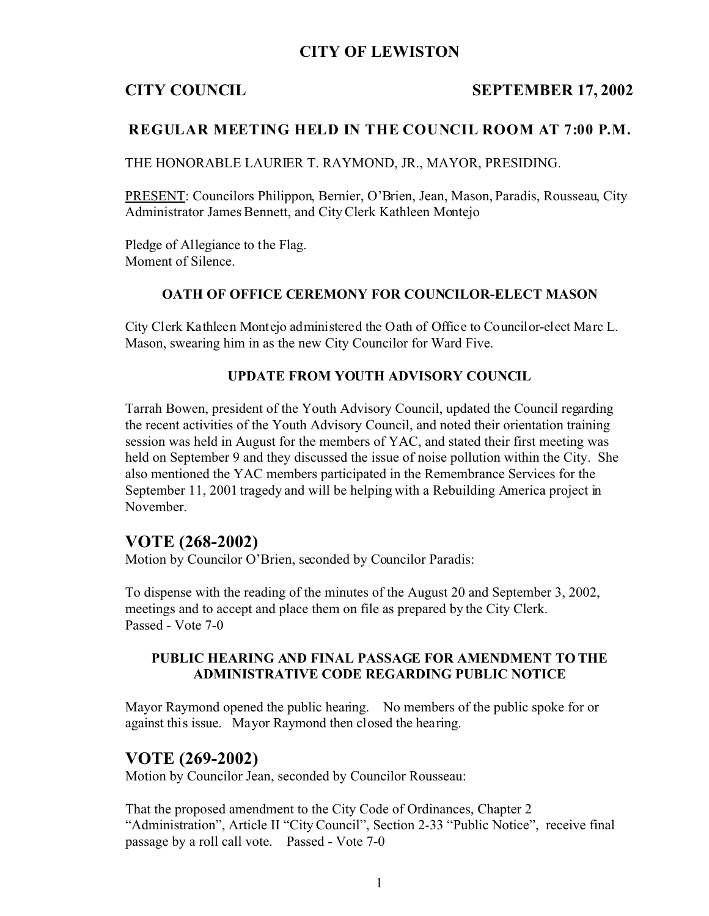# CITY OF LEWISTON

**CITY COUNCIL** **SEPTEMBER 17, 2002**

## REGULAR MEETING HELD IN THE COUNCIL ROOM AT 7:00 P.M.

THE HONORABLE LAURIER T. RAYMOND, JR., MAYOR, PRESIDING.

PRESENT: Councilors Philippon, Bernier, O'Brien, Jean, Mason, Paradis, Rousseau, City Administrator James Bennett, and City Clerk Kathleen Montejo

Pledge of Allegiance to the Flag.
Moment of Silence.

### OATH OF OFFICE CEREMONY FOR COUNCILOR-ELECT MASON

City Clerk Kathleen Montejo administered the Oath of Office to Councilor-elect Marc L. Mason, swearing him in as the new City Councilor for Ward Five.

### UPDATE FROM YOUTH ADVISORY COUNCIL

Tarrah Bowen, president of the Youth Advisory Council, updated the Council regarding the recent activities of the Youth Advisory Council, and noted their orientation training session was held in August for the members of YAC, and stated their first meeting was held on September 9 and they discussed the issue of noise pollution within the City. She also mentioned the YAC members participated in the Remembrance Services for the September 11, 2001 tragedy and will be helping with a Rebuilding America project in November.

## VOTE (268-2002)

Motion by Councilor O'Brien, seconded by Councilor Paradis:

To dispense with the reading of the minutes of the August 20 and September 3, 2002, meetings and to accept and place them on file as prepared by the City Clerk.
Passed - Vote 7-0

### PUBLIC HEARING AND FINAL PASSAGE FOR AMENDMENT TO THE ADMINISTRATIVE CODE REGARDING PUBLIC NOTICE

Mayor Raymond opened the public hearing. No members of the public spoke for or against this issue. Mayor Raymond then closed the hearing.

## VOTE (269-2002)

Motion by Councilor Jean, seconded by Councilor Rousseau:

That the proposed amendment to the City Code of Ordinances, Chapter 2 "Administration", Article II "City Council", Section 2-33 "Public Notice", receive final passage by a roll call vote. Passed - Vote 7-0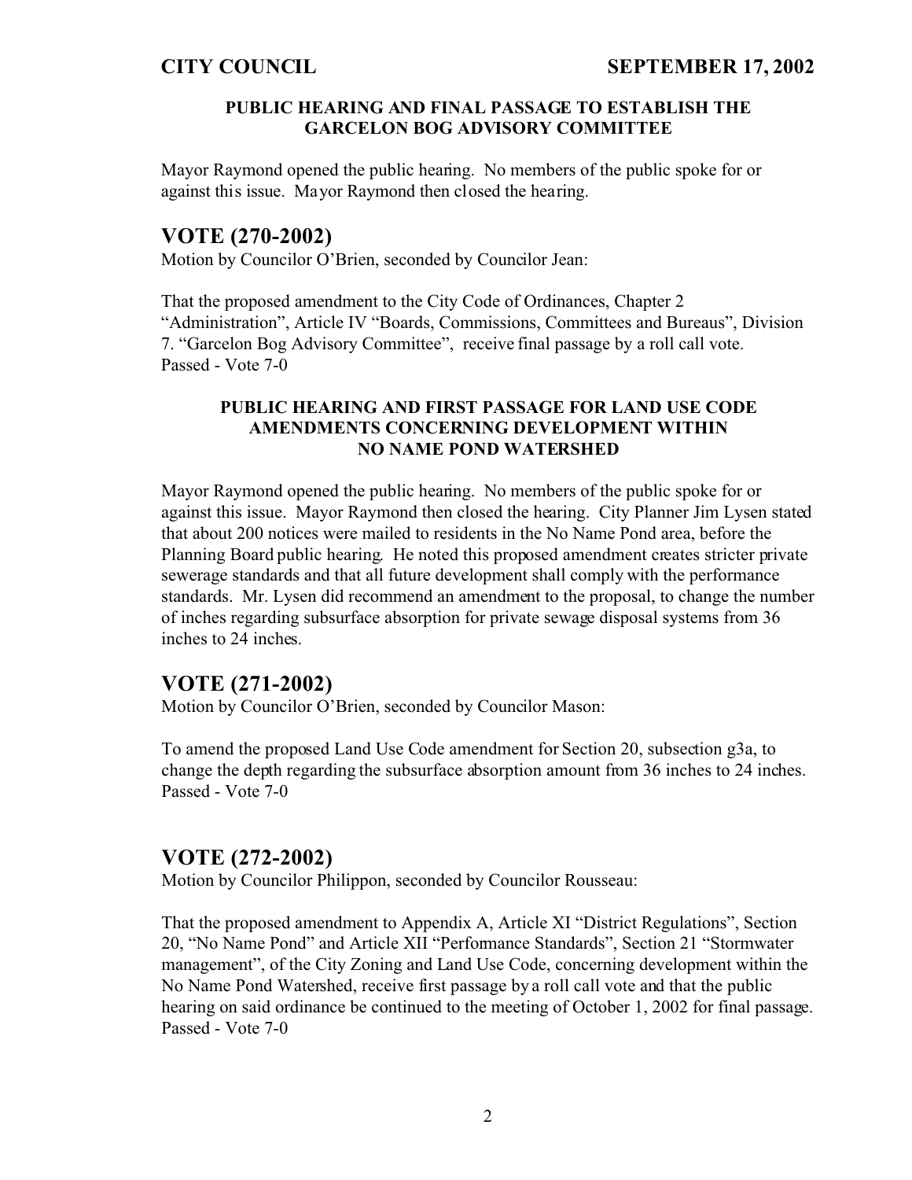#### PUBLIC HEARING AND FINAL PASSAGE TO ESTABLISH THE GARCELON BOG ADVISORY COMMITTEE

Mayor Raymond opened the public hearing. No members of the public spoke for or against this issue. Mayor Raymond then closed the hearing.

## VOTE (270-2002)

Motion by Councilor O'Brien, seconded by Councilor Jean:

That the proposed amendment to the City Code of Ordinances, Chapter 2 "Administration", Article IV "Boards, Commissions, Committees and Bureaus", Division 7. "Garcelon Bog Advisory Committee", receive final passage by a roll call vote.
Passed - Vote 7-0

#### PUBLIC HEARING AND FIRST PASSAGE FOR LAND USE CODE AMENDMENTS CONCERNING DEVELOPMENT WITHIN NO NAME POND WATERSHED

Mayor Raymond opened the public hearing. No members of the public spoke for or against this issue. Mayor Raymond then closed the hearing. City Planner Jim Lysen stated that about 200 notices were mailed to residents in the No Name Pond area, before the Planning Board public hearing. He noted this proposed amendment creates stricter private sewerage standards and that all future development shall comply with the performance standards. Mr. Lysen did recommend an amendment to the proposal, to change the number of inches regarding subsurface absorption for private sewage disposal systems from 36 inches to 24 inches.

## VOTE (271-2002)

Motion by Councilor O'Brien, seconded by Councilor Mason:

To amend the proposed Land Use Code amendment for Section 20, subsection g3a, to change the depth regarding the subsurface absorption amount from 36 inches to 24 inches.
Passed - Vote 7-0

## VOTE (272-2002)

Motion by Councilor Philippon, seconded by Councilor Rousseau:

That the proposed amendment to Appendix A, Article XI "District Regulations", Section 20, "No Name Pond" and Article XII "Performance Standards", Section 21 "Stormwater management", of the City Zoning and Land Use Code, concerning development within the No Name Pond Watershed, receive first passage by a roll call vote and that the public hearing on said ordinance be continued to the meeting of October 1, 2002 for final passage.
Passed - Vote 7-0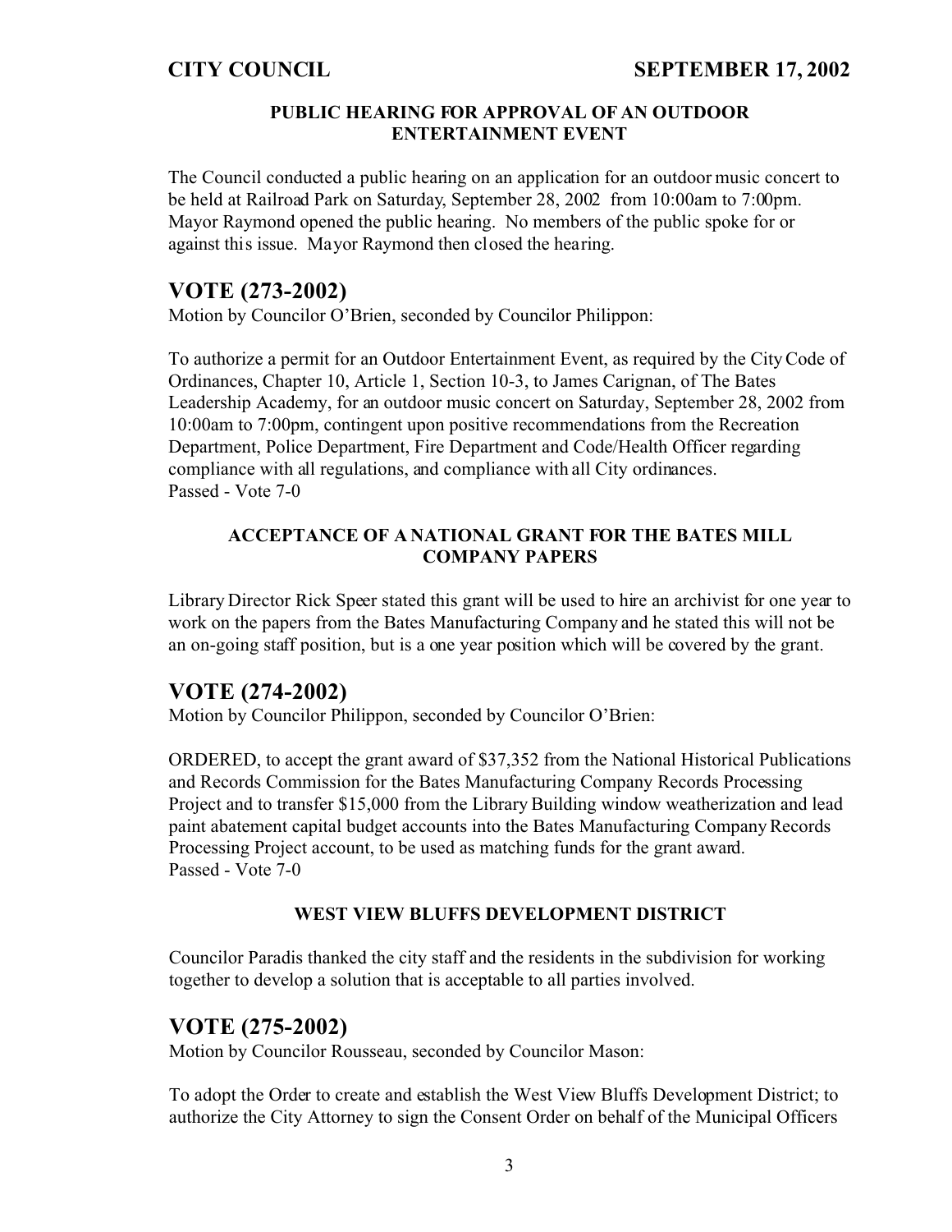### PUBLIC HEARING FOR APPROVAL OF AN OUTDOOR ENTERTAINMENT EVENT

The Council conducted a public hearing on an application for an outdoor music concert to be held at Railroad Park on Saturday, September 28, 2002 from 10:00am to 7:00pm. Mayor Raymond opened the public hearing. No members of the public spoke for or against this issue. Mayor Raymond then closed the hearing.

## VOTE (273-2002)

Motion by Councilor O'Brien, seconded by Councilor Philippon:

To authorize a permit for an Outdoor Entertainment Event, as required by the City Code of Ordinances, Chapter 10, Article 1, Section 10-3, to James Carignan, of The Bates Leadership Academy, for an outdoor music concert on Saturday, September 28, 2002 from 10:00am to 7:00pm, contingent upon positive recommendations from the Recreation Department, Police Department, Fire Department and Code/Health Officer regarding compliance with all regulations, and compliance with all City ordinances.
Passed - Vote 7-0

### ACCEPTANCE OF A NATIONAL GRANT FOR THE BATES MILL COMPANY PAPERS

Library Director Rick Speer stated this grant will be used to hire an archivist for one year to work on the papers from the Bates Manufacturing Company and he stated this will not be an on-going staff position, but is a one year position which will be covered by the grant.

## VOTE (274-2002)

Motion by Councilor Philippon, seconded by Councilor O'Brien:

ORDERED, to accept the grant award of $37,352 from the National Historical Publications and Records Commission for the Bates Manufacturing Company Records Processing Project and to transfer $15,000 from the Library Building window weatherization and lead paint abatement capital budget accounts into the Bates Manufacturing Company Records Processing Project account, to be used as matching funds for the grant award.
Passed - Vote 7-0

### WEST VIEW BLUFFS DEVELOPMENT DISTRICT

Councilor Paradis thanked the city staff and the residents in the subdivision for working together to develop a solution that is acceptable to all parties involved.

## VOTE (275-2002)

Motion by Councilor Rousseau, seconded by Councilor Mason:

To adopt the Order to create and establish the West View Bluffs Development District; to authorize the City Attorney to sign the Consent Order on behalf of the Municipal Officers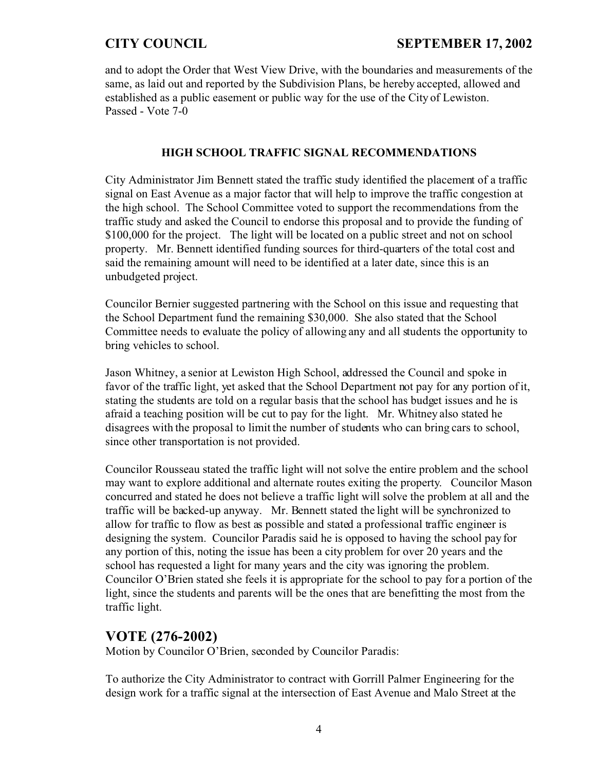and to adopt the Order that West View Drive, with the boundaries and measurements of the same, as laid out and reported by the Subdivision Plans, be hereby accepted, allowed and established as a public easement or public way for the use of the City of Lewiston.
Passed - Vote 7-0

**HIGH SCHOOL TRAFFIC SIGNAL RECOMMENDATIONS**

City Administrator Jim Bennett stated the traffic study identified the placement of a traffic signal on East Avenue as a major factor that will help to improve the traffic congestion at the high school. The School Committee voted to support the recommendations from the traffic study and asked the Council to endorse this proposal and to provide the funding of $100,000 for the project. The light will be located on a public street and not on school property. Mr. Bennett identified funding sources for third-quarters of the total cost and said the remaining amount will need to be identified at a later date, since this is an unbudgeted project.

Councilor Bernier suggested partnering with the School on this issue and requesting that the School Department fund the remaining $30,000. She also stated that the School Committee needs to evaluate the policy of allowing any and all students the opportunity to bring vehicles to school.

Jason Whitney, a senior at Lewiston High School, addressed the Council and spoke in favor of the traffic light, yet asked that the School Department not pay for any portion of it, stating the students are told on a regular basis that the school has budget issues and he is afraid a teaching position will be cut to pay for the light. Mr. Whitney also stated he disagrees with the proposal to limit the number of students who can bring cars to school, since other transportation is not provided.

Councilor Rousseau stated the traffic light will not solve the entire problem and the school may want to explore additional and alternate routes exiting the property. Councilor Mason concurred and stated he does not believe a traffic light will solve the problem at all and the traffic will be backed-up anyway. Mr. Bennett stated the light will be synchronized to allow for traffic to flow as best as possible and stated a professional traffic engineer is designing the system. Councilor Paradis said he is opposed to having the school pay for any portion of this, noting the issue has been a city problem for over 20 years and the school has requested a light for many years and the city was ignoring the problem. Councilor O'Brien stated she feels it is appropriate for the school to pay for a portion of the light, since the students and parents will be the ones that are benefitting the most from the traffic light.

## VOTE (276-2002)

Motion by Councilor O'Brien, seconded by Councilor Paradis:

To authorize the City Administrator to contract with Gorrill Palmer Engineering for the design work for a traffic signal at the intersection of East Avenue and Malo Street at the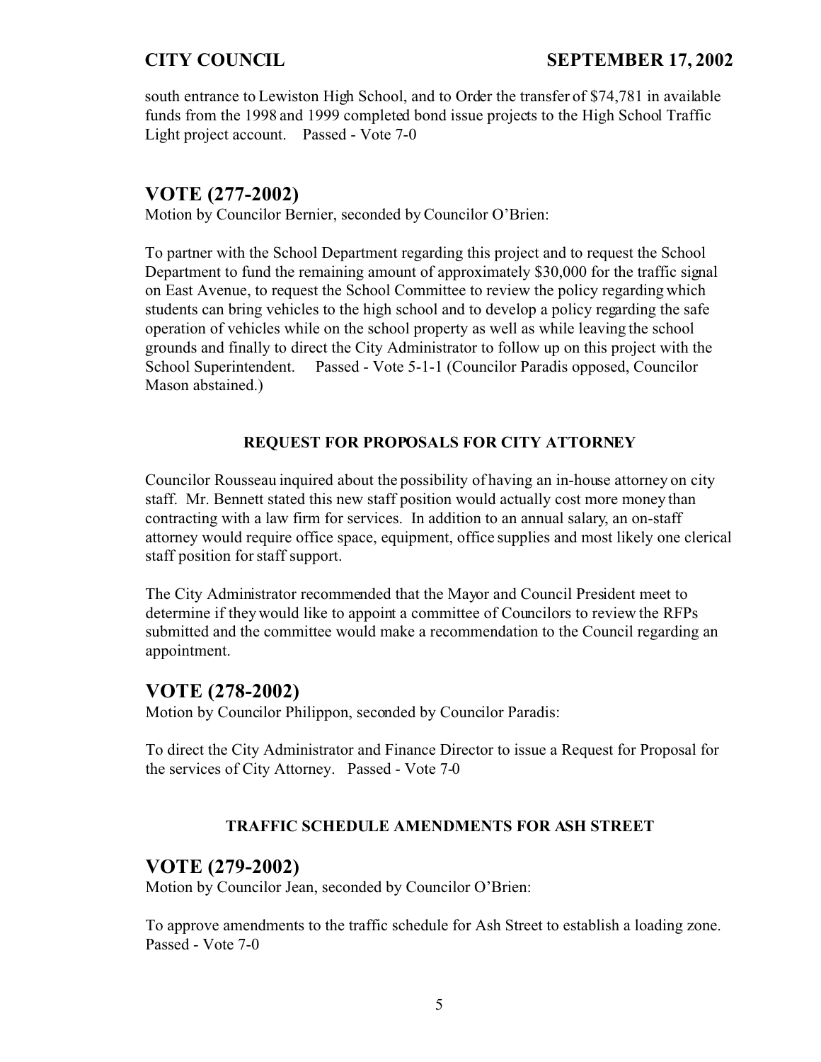south entrance to Lewiston High School, and to Order the transfer of $74,781 in available funds from the 1998 and 1999 completed bond issue projects to the High School Traffic Light project account. Passed - Vote 7-0

## VOTE (277-2002)

Motion by Councilor Bernier, seconded by Councilor O'Brien:

To partner with the School Department regarding this project and to request the School Department to fund the remaining amount of approximately $30,000 for the traffic signal on East Avenue, to request the School Committee to review the policy regarding which students can bring vehicles to the high school and to develop a policy regarding the safe operation of vehicles while on the school property as well as while leaving the school grounds and finally to direct the City Administrator to follow up on this project with the School Superintendent. Passed - Vote 5-1-1 (Councilor Paradis opposed, Councilor Mason abstained.)

### REQUEST FOR PROPOSALS FOR CITY ATTORNEY

Councilor Rousseau inquired about the possibility of having an in-house attorney on city staff. Mr. Bennett stated this new staff position would actually cost more money than contracting with a law firm for services. In addition to an annual salary, an on-staff attorney would require office space, equipment, office supplies and most likely one clerical staff position for staff support.

The City Administrator recommended that the Mayor and Council President meet to determine if they would like to appoint a committee of Councilors to review the RFPs submitted and the committee would make a recommendation to the Council regarding an appointment.

## VOTE (278-2002)

Motion by Councilor Philippon, seconded by Councilor Paradis:

To direct the City Administrator and Finance Director to issue a Request for Proposal for the services of City Attorney. Passed - Vote 7-0

### TRAFFIC SCHEDULE AMENDMENTS FOR ASH STREET

## VOTE (279-2002)

Motion by Councilor Jean, seconded by Councilor O'Brien:

To approve amendments to the traffic schedule for Ash Street to establish a loading zone. Passed - Vote 7-0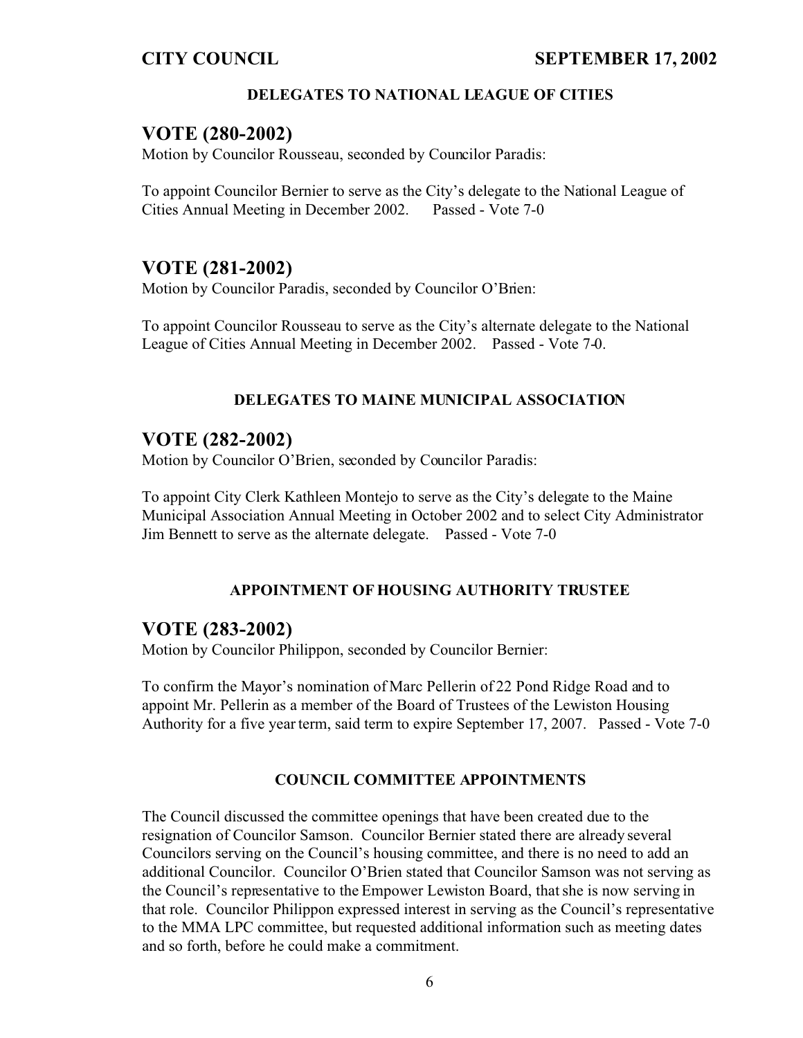**DELEGATES TO NATIONAL LEAGUE OF CITIES**

## VOTE (280-2002)

Motion by Councilor Rousseau, seconded by Councilor Paradis:

To appoint Councilor Bernier to serve as the City's delegate to the National League of Cities Annual Meeting in December 2002. Passed - Vote 7-0

## VOTE (281-2002)

Motion by Councilor Paradis, seconded by Councilor O'Brien:

To appoint Councilor Rousseau to serve as the City's alternate delegate to the National League of Cities Annual Meeting in December 2002. Passed - Vote 7-0.

**DELEGATES TO MAINE MUNICIPAL ASSOCIATION**

## VOTE (282-2002)

Motion by Councilor O'Brien, seconded by Councilor Paradis:

To appoint City Clerk Kathleen Montejo to serve as the City's delegate to the Maine Municipal Association Annual Meeting in October 2002 and to select City Administrator Jim Bennett to serve as the alternate delegate. Passed - Vote 7-0

**APPOINTMENT OF HOUSING AUTHORITY TRUSTEE**

## VOTE (283-2002)

Motion by Councilor Philippon, seconded by Councilor Bernier:

To confirm the Mayor's nomination of Marc Pellerin of 22 Pond Ridge Road and to appoint Mr. Pellerin as a member of the Board of Trustees of the Lewiston Housing Authority for a five year term, said term to expire September 17, 2007. Passed - Vote 7-0

**COUNCIL COMMITTEE APPOINTMENTS**

The Council discussed the committee openings that have been created due to the resignation of Councilor Samson. Councilor Bernier stated there are already several Councilors serving on the Council's housing committee, and there is no need to add an additional Councilor. Councilor O'Brien stated that Councilor Samson was not serving as the Council's representative to the Empower Lewiston Board, that she is now serving in that role. Councilor Philippon expressed interest in serving as the Council's representative to the MMA LPC committee, but requested additional information such as meeting dates and so forth, before he could make a commitment.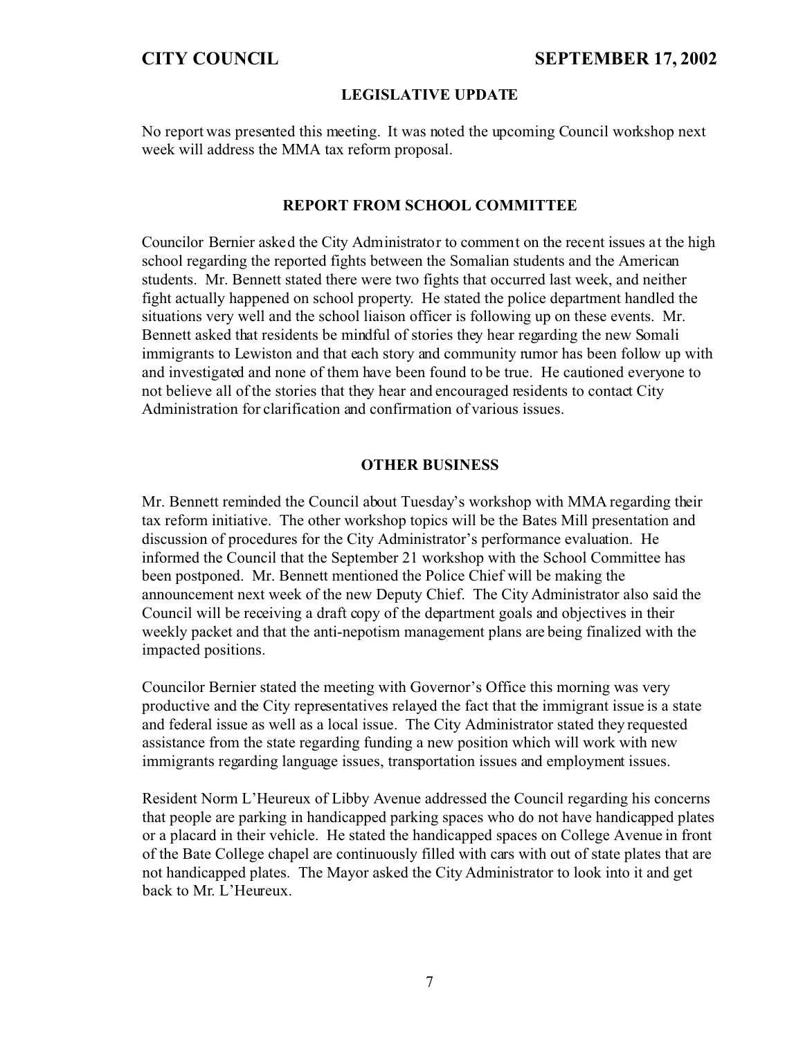## LEGISLATIVE UPDATE

No report was presented this meeting. It was noted the upcoming Council workshop next week will address the MMA tax reform proposal.

## REPORT FROM SCHOOL COMMITTEE

Councilor Bernier asked the City Administrator to comment on the recent issues at the high school regarding the reported fights between the Somalian students and the American students. Mr. Bennett stated there were two fights that occurred last week, and neither fight actually happened on school property. He stated the police department handled the situations very well and the school liaison officer is following up on these events. Mr. Bennett asked that residents be mindful of stories they hear regarding the new Somali immigrants to Lewiston and that each story and community rumor has been follow up with and investigated and none of them have been found to be true. He cautioned everyone to not believe all of the stories that they hear and encouraged residents to contact City Administration for clarification and confirmation of various issues.

## OTHER BUSINESS

Mr. Bennett reminded the Council about Tuesday's workshop with MMA regarding their tax reform initiative. The other workshop topics will be the Bates Mill presentation and discussion of procedures for the City Administrator's performance evaluation. He informed the Council that the September 21 workshop with the School Committee has been postponed. Mr. Bennett mentioned the Police Chief will be making the announcement next week of the new Deputy Chief. The City Administrator also said the Council will be receiving a draft copy of the department goals and objectives in their weekly packet and that the anti-nepotism management plans are being finalized with the impacted positions.

Councilor Bernier stated the meeting with Governor's Office this morning was very productive and the City representatives relayed the fact that the immigrant issue is a state and federal issue as well as a local issue. The City Administrator stated they requested assistance from the state regarding funding a new position which will work with new immigrants regarding language issues, transportation issues and employment issues.

Resident Norm L'Heureux of Libby Avenue addressed the Council regarding his concerns that people are parking in handicapped parking spaces who do not have handicapped plates or a placard in their vehicle. He stated the handicapped spaces on College Avenue in front of the Bate College chapel are continuously filled with cars with out of state plates that are not handicapped plates. The Mayor asked the City Administrator to look into it and get back to Mr. L'Heureux.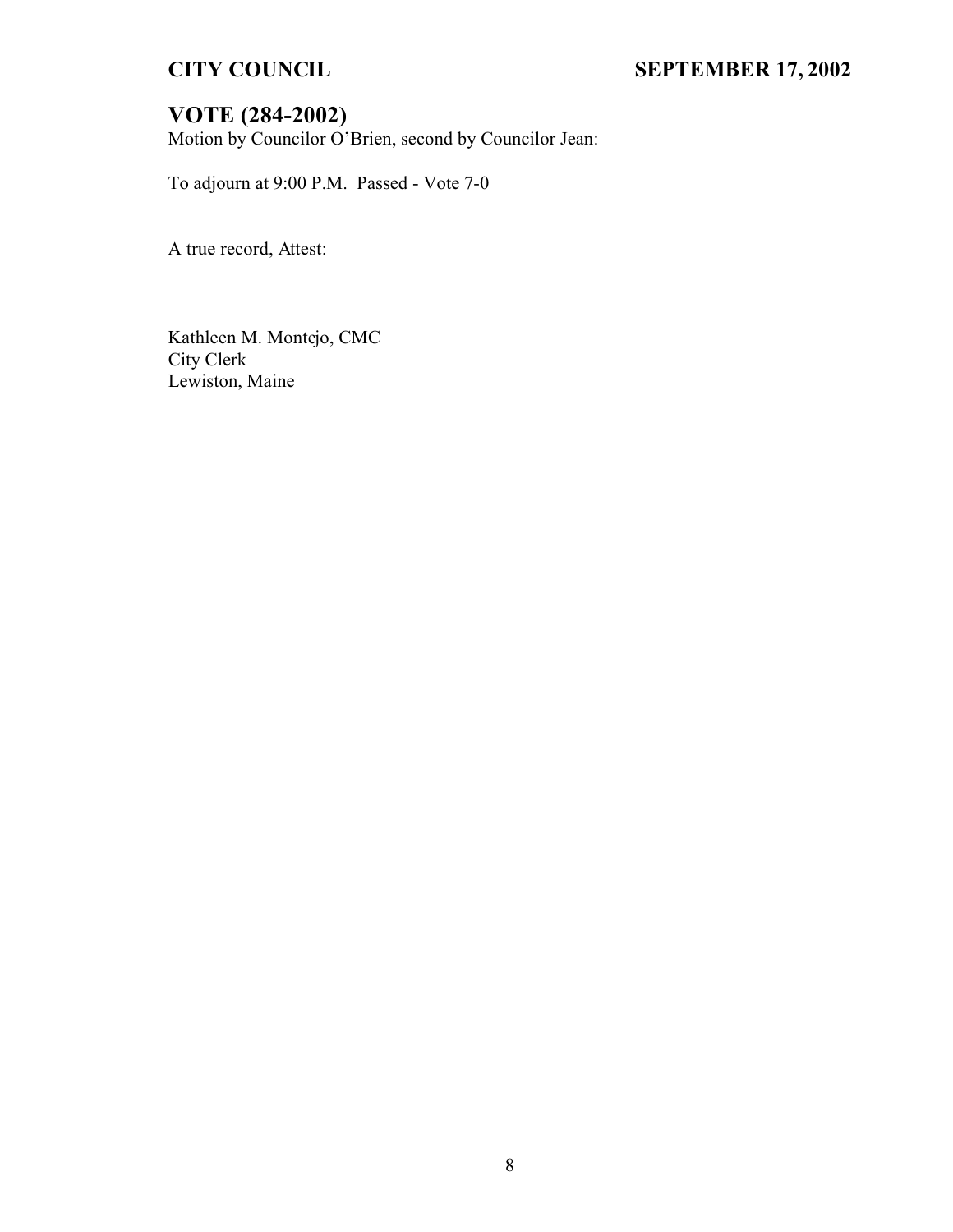## VOTE (284-2002)

Motion by Councilor O'Brien, second by Councilor Jean:

To adjourn at 9:00 P.M. Passed - Vote 7-0

A true record, Attest:

Kathleen M. Montejo, CMC
City Clerk
Lewiston, Maine